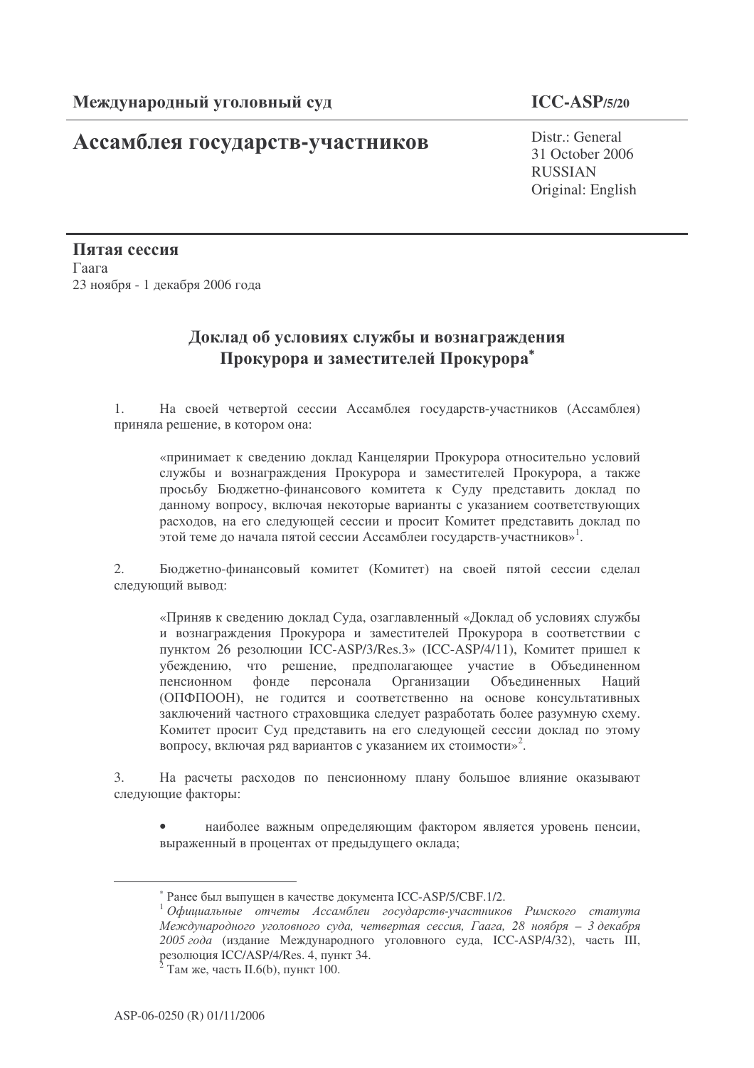**Международный уголовный суд** **ICC-ASP/5/20**

# Ассамблея государств-участников

Distr.: General
31 October 2006
RUSSIAN
Original: English

**Пятая сессия**
Гаага
23 ноября - 1 декабря 2006 года

## Доклад об условиях службы и вознаграждения Прокурора и заместителей Прокурора*

1. На своей четвертой сессии Ассамблея государств-участников (Ассамблея) приняла решение, в котором она:

> «принимает к сведению доклад Канцелярии Прокурора относительно условий службы и вознаграждения Прокурора и заместителей Прокурора, а также просьбу Бюджетно-финансового комитета к Суду представить доклад по данному вопросу, включая некоторые варианты с указанием соответствующих расходов, на его следующей сессии и просит Комитет представить доклад по этой теме до начала пятой сессии Ассамблеи государств-участников»[1].

2. Бюджетно-финансовый комитет (Комитет) на своей пятой сессии сделал следующий вывод:

> «Приняв к сведению доклад Суда, озаглавленный «Доклад об условиях службы и вознаграждения Прокурора и заместителей Прокурора в соответствии с пунктом 26 резолюции ICC-ASP/3/Res.3» (ICC-ASP/4/11), Комитет пришел к убеждению, что решение, предполагающее участие в Объединенном пенсионном фонде персонала Организации Объединенных Наций (ОПФПООН), не годится и соответственно на основе консультативных заключений частного страховщика следует разработать более разумную схему. Комитет просит Суд представить на его следующей сессии доклад по этому вопросу, включая ряд вариантов с указанием их стоимости»[2].

3. На расчеты расходов по пенсионному плану большое влияние оказывают следующие факторы:

- наиболее важным определяющим фактором является уровень пенсии, выраженный в процентах от предыдущего оклада;

---

\* Ранее был выпущен в качестве документа ICC-ASP/5/CBF.1/2.

[1] *Официальные отчеты Ассамблеи государств-участников Римского статута Международного уголовного суда, четвертая сессия, Гаага, 28 ноября – 3 декабря 2005 года* (издание Международного уголовного суда, ICC-ASP/4/32), часть III, резолюция ICC/ASP/4/Res. 4, пункт 34.

[2] Там же, часть II.6(b), пункт 100.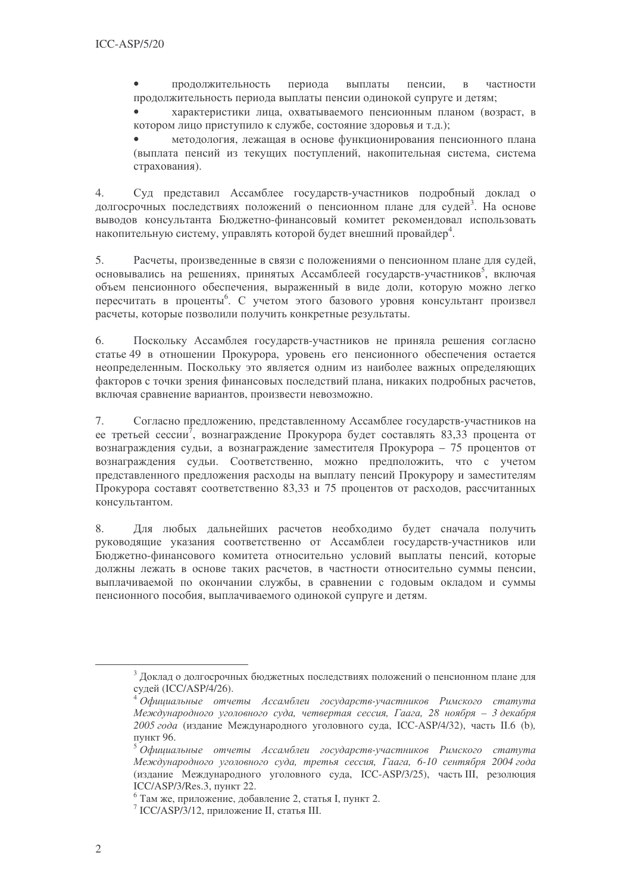- продолжительность периода выплаты пенсии, в частности продолжительность периода выплаты пенсии одинокой супруге и детям;
- характеристики лица, охватываемого пенсионным планом (возраст, в котором лицо приступило к службе, состояние здоровья и т.д.);
- методология, лежащая в основе функционирования пенсионного плана (выплата пенсий из текущих поступлений, накопительная система, система страхования).

4. Суд представил Ассамблее государств-участников подробный доклад о долгосрочных последствиях положений о пенсионном плане для судей[3]. На основе выводов консультанта Бюджетно-финансовый комитет рекомендовал использовать накопительную систему, управлять которой будет внешний провайдер[4].

5. Расчеты, произведенные в связи с положениями о пенсионном плане для судей, основывались на решениях, принятых Ассамблеей государств-участников[5], включая объем пенсионного обеспечения, выраженный в виде доли, которую можно легко пересчитать в проценты[6]. С учетом этого базового уровня консультант произвел расчеты, которые позволили получить конкретные результаты.

6. Поскольку Ассамблея государств-участников не приняла решения согласно статье 49 в отношении Прокурора, уровень его пенсионного обеспечения остается неопределенным. Поскольку это является одним из наиболее важных определяющих факторов с точки зрения финансовых последствий плана, никаких подробных расчетов, включая сравнение вариантов, произвести невозможно.

7. Согласно предложению, представленному Ассамблее государств-участников на ее третьей сессии[7], вознаграждение Прокурора будет составлять 83,33 процента от вознаграждения судьи, а вознаграждение заместителя Прокурора – 75 процентов от вознаграждения судьи. Соответственно, можно предположить, что с учетом представленного предложения расходы на выплату пенсий Прокурору и заместителям Прокурора составят соответственно 83,33 и 75 процентов от расходов, рассчитанных консультантом.

8. Для любых дальнейших расчетов необходимо будет сначала получить руководящие указания соответственно от Ассамблеи государств-участников или Бюджетно-финансового комитета относительно условий выплаты пенсий, которые должны лежать в основе таких расчетов, в частности относительно суммы пенсии, выплачиваемой по окончании службы, в сравнении с годовым окладом и суммы пенсионного пособия, выплачиваемого одинокой супруге и детям.

---

[3] Доклад о долгосрочных бюджетных последствиях положений о пенсионном плане для судей (ICC/ASP/4/26).

[4] *Официальные отчеты Ассамблеи государств-участников Римского статута Международного уголовного суда, четвертая сессия, Гаага, 28 ноября – 3 декабря 2005 года* (издание Международного уголовного суда, ICC-ASP/4/32), часть II.6 (b), пункт 96.

[5] *Официальные отчеты Ассамблеи государств-участников Римского статута Международного уголовного суда, третья сессия, Гаага, 6-10 сентября 2004 года* (издание Международного уголовного суда, ICC-ASP/3/25), часть III, резолюция ICC/ASP/3/Res.3, пункт 22.

[6] Там же, приложение, добавление 2, статья I, пункт 2.

[7] ICC/ASP/3/12, приложение II, статья III.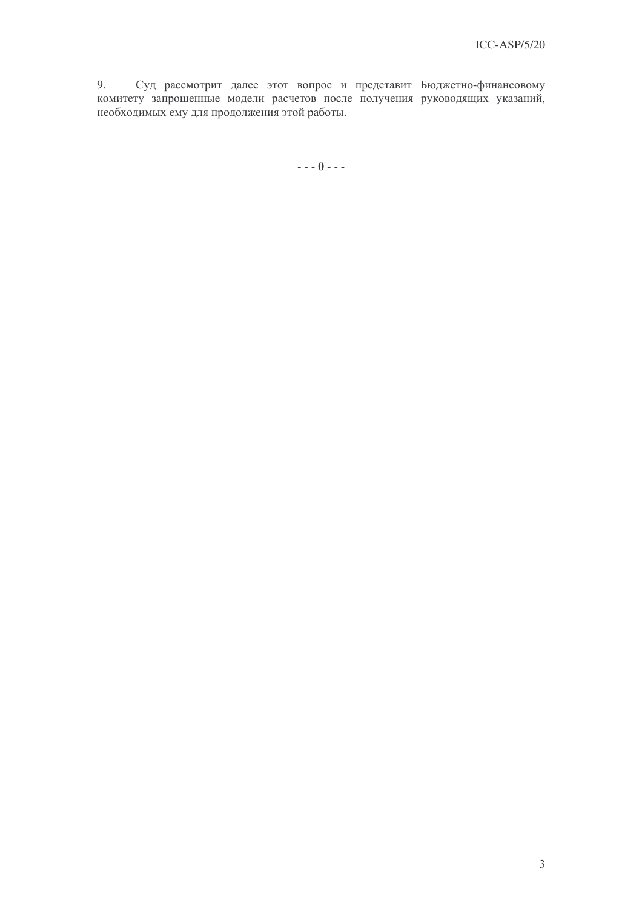9. Суд рассмотрит далее этот вопрос и представит Бюджетно-финансовому комитету запрошенные модели расчетов после получения руководящих указаний, необходимых ему для продолжения этой работы.

**- - - 0 - - -**